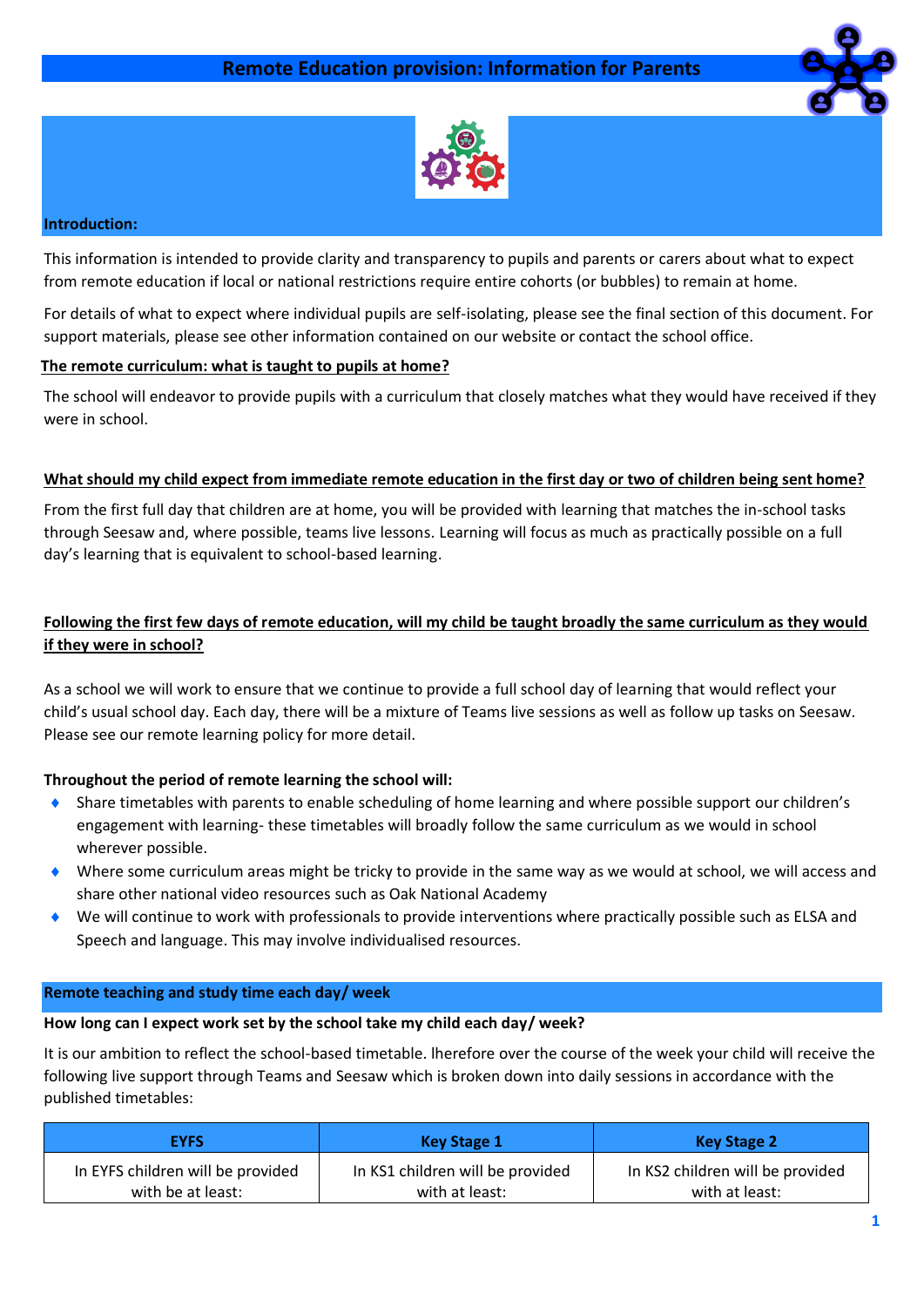# Remote Education provision: Information for Parents

## Introduction:

This information is intended to provide clarity and transparency to pupils and parents or carers about what to expect from remote education if local or national restrictions require entire cohorts (or bubbles) to remain at home.

For details of what to expect where individual pupils are self-isolating, please see the final section of this document. For support materials, please see other information contained on our website or contact the school office.

### The remote curriculum: what is taught to pupils at home?

The school will endeavor to provide pupils with a curriculum that closely matches what they would have received if they were in school.

### What should my child expect from immediate remote education in the first day or two of children being sent home?

From the first full day that children are at home, you will be provided with learning that matches the in-school tasks through Seesaw and, where possible, teams live lessons. Learning will focus as much as practically possible on a full day's learning that is equivalent to school-based learning.

### Following the first few days of remote education, will my child be taught broadly the same curriculum as they would if they were in school?

As a school we will work to ensure that we continue to provide a full school day of learning that would reflect your child's usual school day. Each day, there will be a mixture of Teams live sessions as well as follow up tasks on Seesaw. Please see our remote learning policy for more detail.

**Throughout the period of remote learning the school will:**

- Share timetables with parents to enable scheduling of home learning and where possible support our children's engagement with learning- these timetables will broadly follow the same curriculum as we would in school wherever possible.
- Where some curriculum areas might be tricky to provide in the same way as we would at school, we will access and share other national video resources such as Oak National Academy
- We will continue to work with professionals to provide interventions where practically possible such as ELSA and Speech and language. This may involve individualised resources.

## Remote teaching and study time each day/ week

**How long can I expect work set by the school take my child each day/ week?**

It is our ambition to reflect the school-based timetable. lherefore over the course of the week your child will receive the following live support through Teams and Seesaw which is broken down into daily sessions in accordance with the published timetables:

| EYFS | Key Stage 1 | Key Stage 2 |
|---|---|---|
| In EYFS children will be provided with be at least: | In KS1 children will be provided with at least: | In KS2 children will be provided with at least: |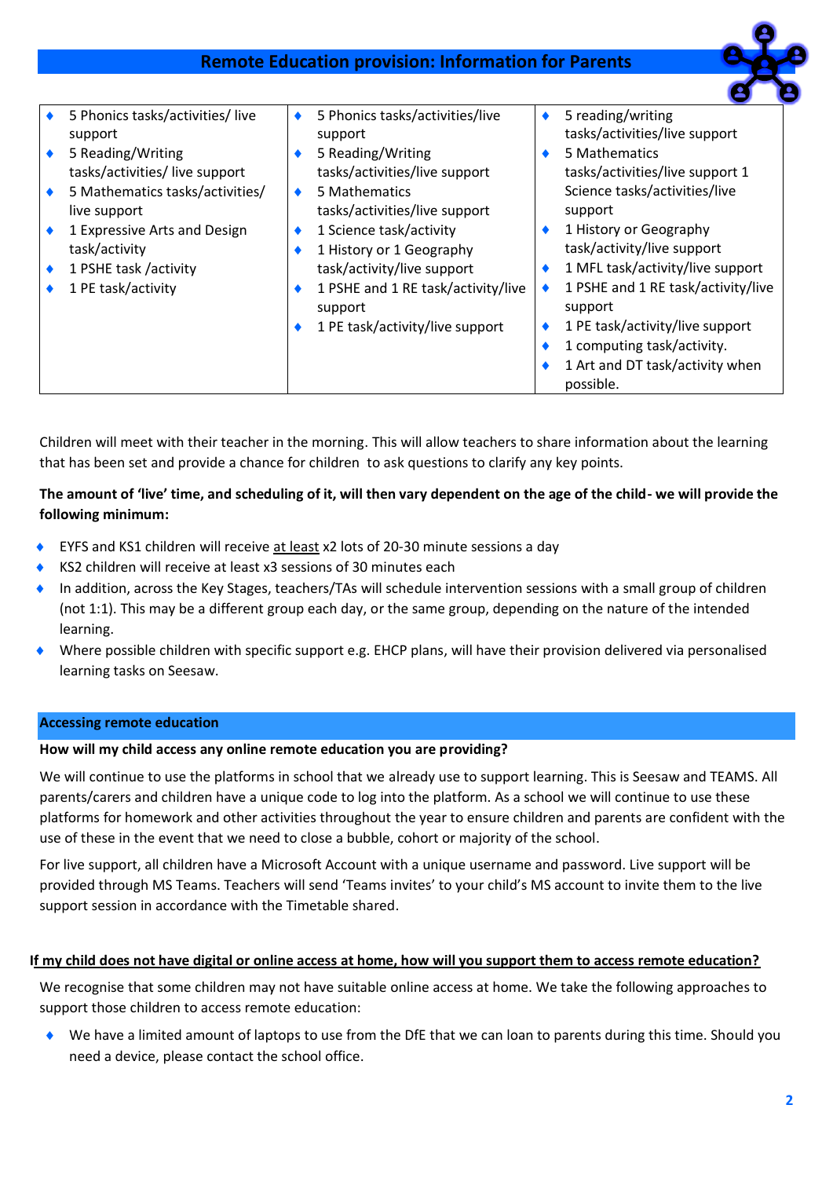## Remote Education provision: Information for Parents

| | | |
|---|---|---|
| ♦ 5 Phonics tasks/activities/ live support<br>♦ 5 Reading/Writing tasks/activities/ live support<br>♦ 5 Mathematics tasks/activities/ live support<br>♦ 1 Expressive Arts and Design task/activity<br>♦ 1 PSHE task /activity<br>♦ 1 PE task/activity | ♦ 5 Phonics tasks/activities/live support<br>♦ 5 Reading/Writing tasks/activities/live support<br>♦ 5 Mathematics tasks/activities/live support<br>♦ 1 Science task/activity<br>♦ 1 History or 1 Geography task/activity/live support<br>♦ 1 PSHE and 1 RE task/activity/live support<br>♦ 1 PE task/activity/live support | ♦ 5 reading/writing tasks/activities/live support<br>♦ 5 Mathematics tasks/activities/live support 1 Science tasks/activities/live support<br>♦ 1 History or Geography task/activity/live support<br>♦ 1 MFL task/activity/live support<br>♦ 1 PSHE and 1 RE task/activity/live support<br>♦ 1 PE task/activity/live support<br>♦ 1 computing task/activity.<br>♦ 1 Art and DT task/activity when possible. |

Children will meet with their teacher in the morning. This will allow teachers to share information about the learning that has been set and provide a chance for children to ask questions to clarify any key points.

**The amount of 'live' time, and scheduling of it, will then vary dependent on the age of the child- we will provide the following minimum:**

- EYFS and KS1 children will receive <u>at least</u> x2 lots of 20-30 minute sessions a day
- KS2 children will receive at least x3 sessions of 30 minutes each
- In addition, across the Key Stages, teachers/TAs will schedule intervention sessions with a small group of children (not 1:1). This may be a different group each day, or the same group, depending on the nature of the intended learning.
- Where possible children with specific support e.g. EHCP plans, will have their provision delivered via personalised learning tasks on Seesaw.

### Accessing remote education

**How will my child access any online remote education you are providing?**

We will continue to use the platforms in school that we already use to support learning. This is Seesaw and TEAMS. All parents/carers and children have a unique code to log into the platform. As a school we will continue to use these platforms for homework and other activities throughout the year to ensure children and parents are confident with the use of these in the event that we need to close a bubble, cohort or majority of the school.

For live support, all children have a Microsoft Account with a unique username and password. Live support will be provided through MS Teams. Teachers will send 'Teams invites' to your child's MS account to invite them to the live support session in accordance with the Timetable shared.

**<u>If my child does not have digital or online access at home, how will you support them to access remote education?</u>**

We recognise that some children may not have suitable online access at home. We take the following approaches to support those children to access remote education:

- We have a limited amount of laptops to use from the DfE that we can loan to parents during this time. Should you need a device, please contact the school office.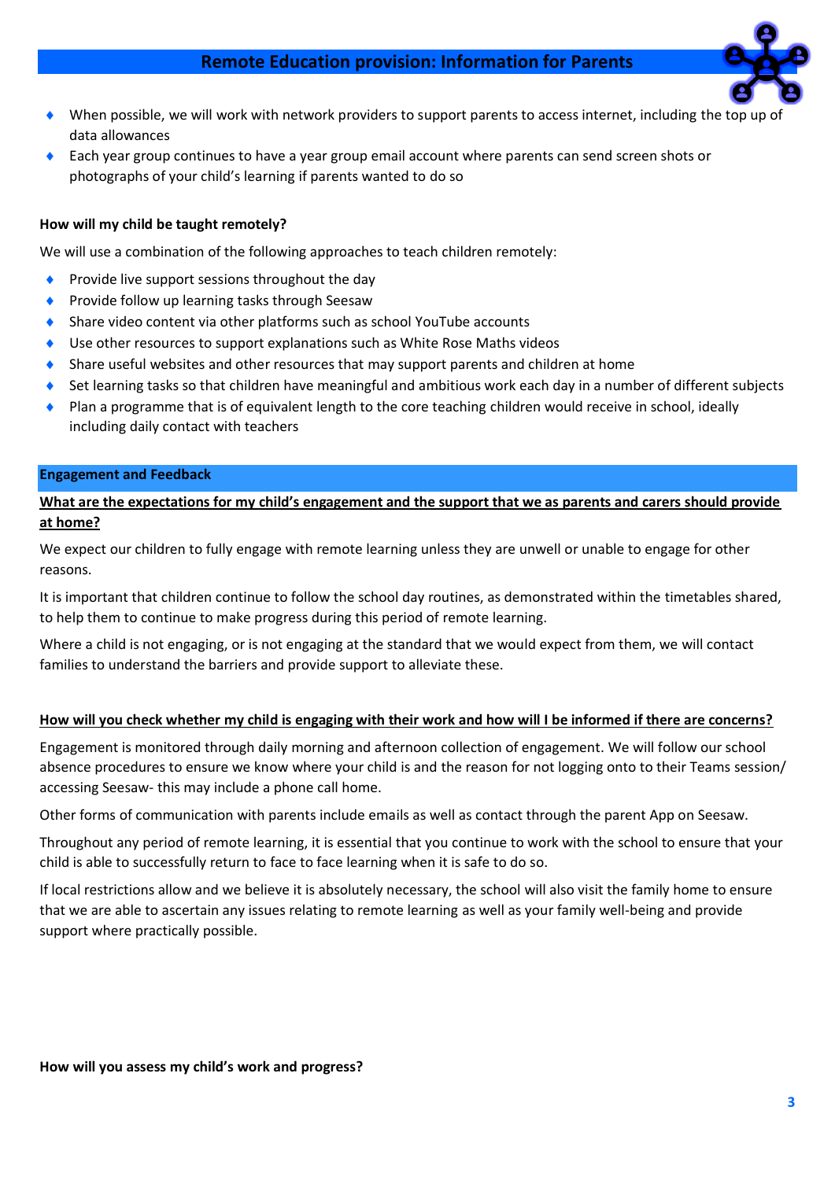- When possible, we will work with network providers to support parents to access internet, including the top up of data allowances
- Each year group continues to have a year group email account where parents can send screen shots or photographs of your child's learning if parents wanted to do so

**How will my child be taught remotely?**

We will use a combination of the following approaches to teach children remotely:

- Provide live support sessions throughout the day
- Provide follow up learning tasks through Seesaw
- Share video content via other platforms such as school YouTube accounts
- Use other resources to support explanations such as White Rose Maths videos
- Share useful websites and other resources that may support parents and children at home
- Set learning tasks so that children have meaningful and ambitious work each day in a number of different subjects
- Plan a programme that is of equivalent length to the core teaching children would receive in school, ideally including daily contact with teachers

## Engagement and Feedback

**What are the expectations for my child's engagement and the support that we as parents and carers should provide at home?**

We expect our children to fully engage with remote learning unless they are unwell or unable to engage for other reasons.

It is important that children continue to follow the school day routines, as demonstrated within the timetables shared, to help them to continue to make progress during this period of remote learning.

Where a child is not engaging, or is not engaging at the standard that we would expect from them, we will contact families to understand the barriers and provide support to alleviate these.

**How will you check whether my child is engaging with their work and how will I be informed if there are concerns?**

Engagement is monitored through daily morning and afternoon collection of engagement. We will follow our school absence procedures to ensure we know where your child is and the reason for not logging onto to their Teams session/ accessing Seesaw- this may include a phone call home.

Other forms of communication with parents include emails as well as contact through the parent App on Seesaw.

Throughout any period of remote learning, it is essential that you continue to work with the school to ensure that your child is able to successfully return to face to face learning when it is safe to do so.

If local restrictions allow and we believe it is absolutely necessary, the school will also visit the family home to ensure that we are able to ascertain any issues relating to remote learning as well as your family well-being and provide support where practically possible.

**How will you assess my child's work and progress?**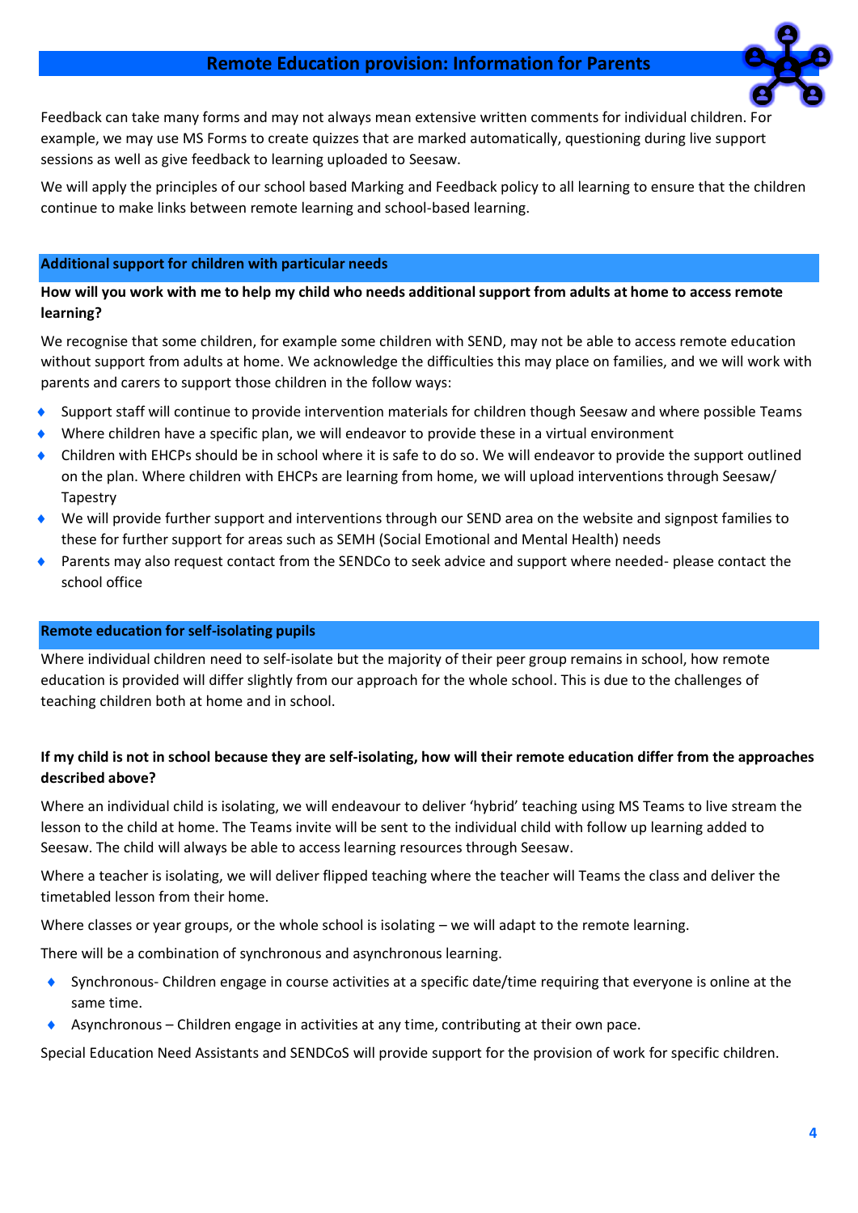Feedback can take many forms and may not always mean extensive written comments for individual children. For example, we may use MS Forms to create quizzes that are marked automatically, questioning during live support sessions as well as give feedback to learning uploaded to Seesaw.

We will apply the principles of our school based Marking and Feedback policy to all learning to ensure that the children continue to make links between remote learning and school-based learning.

## Additional support for children with particular needs

**How will you work with me to help my child who needs additional support from adults at home to access remote learning?**

We recognise that some children, for example some children with SEND, may not be able to access remote education without support from adults at home. We acknowledge the difficulties this may place on families, and we will work with parents and carers to support those children in the follow ways:

- Support staff will continue to provide intervention materials for children though Seesaw and where possible Teams
- Where children have a specific plan, we will endeavor to provide these in a virtual environment
- Children with EHCPs should be in school where it is safe to do so. We will endeavor to provide the support outlined on the plan. Where children with EHCPs are learning from home, we will upload interventions through Seesaw/ Tapestry
- We will provide further support and interventions through our SEND area on the website and signpost families to these for further support for areas such as SEMH (Social Emotional and Mental Health) needs
- Parents may also request contact from the SENDCo to seek advice and support where needed- please contact the school office

## Remote education for self-isolating pupils

Where individual children need to self-isolate but the majority of their peer group remains in school, how remote education is provided will differ slightly from our approach for the whole school. This is due to the challenges of teaching children both at home and in school.

**If my child is not in school because they are self-isolating, how will their remote education differ from the approaches described above?**

Where an individual child is isolating, we will endeavour to deliver 'hybrid' teaching using MS Teams to live stream the lesson to the child at home. The Teams invite will be sent to the individual child with follow up learning added to Seesaw. The child will always be able to access learning resources through Seesaw.

Where a teacher is isolating, we will deliver flipped teaching where the teacher will Teams the class and deliver the timetabled lesson from their home.

Where classes or year groups, or the whole school is isolating – we will adapt to the remote learning.

There will be a combination of synchronous and asynchronous learning.

- Synchronous- Children engage in course activities at a specific date/time requiring that everyone is online at the same time.
- Asynchronous – Children engage in activities at any time, contributing at their own pace.

Special Education Need Assistants and SENDCoS will provide support for the provision of work for specific children.